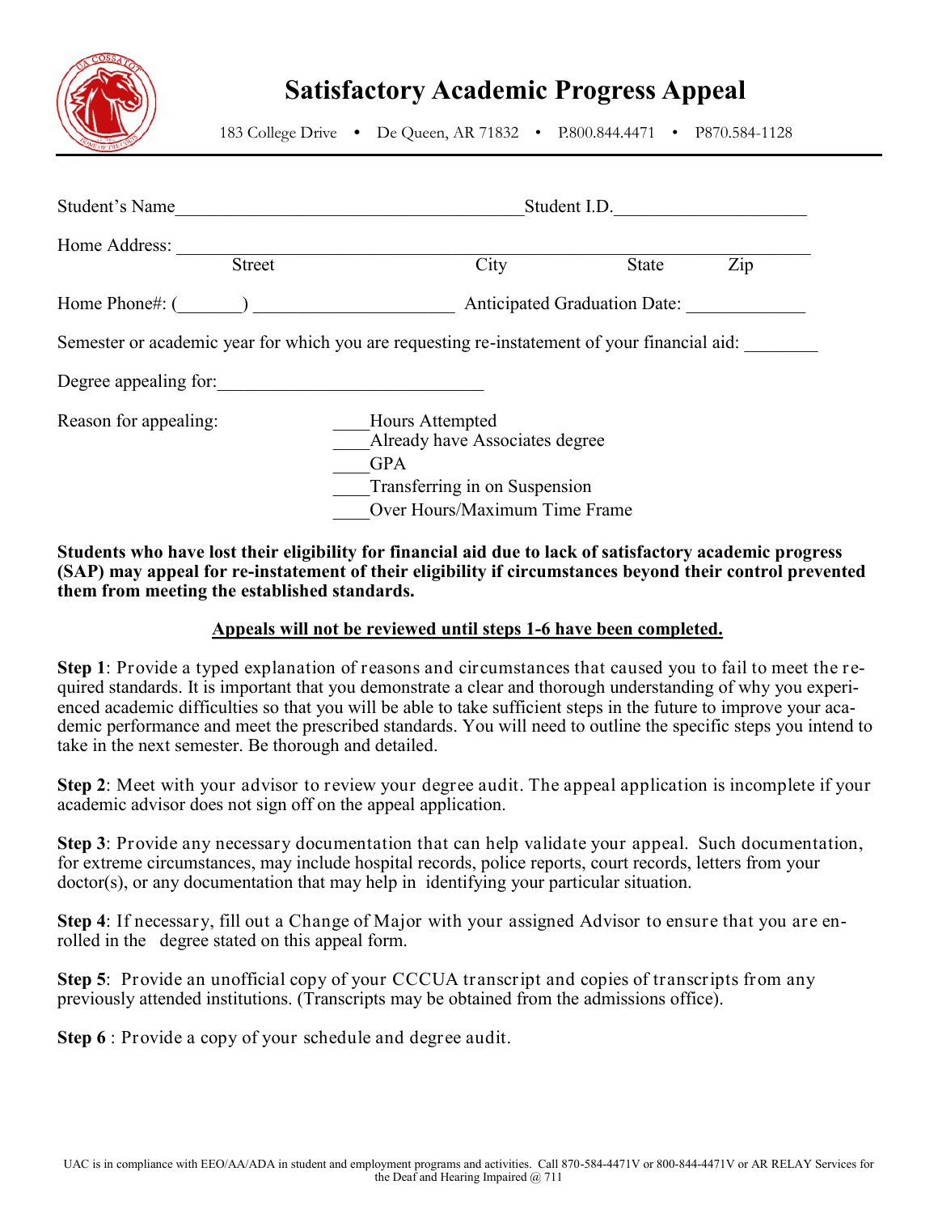# Satisfactory Academic Progress Appeal

183 College Drive • De Queen, AR 71832 • P.800.844.4471 • P870.584-1128

Student's Name_____________________________________ Student I.D.____________________

Home Address: ______________________________________________________________
Street City State Zip

Home Phone#: (_______) _____________________ Anticipated Graduation Date: ____________

Semester or academic year for which you are requesting re-instatement of your financial aid: ________

Degree appealing for:_____________________________

Reason for appealing:

____Hours Attempted
____Already have Associates degree
____GPA
____Transferring in on Suspension
____Over Hours/Maximum Time Frame

**Students who have lost their eligibility for financial aid due to lack of satisfactory academic progress (SAP) may appeal for re-instatement of their eligibility if circumstances beyond their control prevented them from meeting the established standards.**

**<u>Appeals will not be reviewed until steps 1-6 have been completed.</u>**

**Step 1**: Provide a typed explanation of reasons and circumstances that caused you to fail to meet the required standards. It is important that you demonstrate a clear and thorough understanding of why you experienced academic difficulties so that you will be able to take sufficient steps in the future to improve your academic performance and meet the prescribed standards. You will need to outline the specific steps you intend to take in the next semester. Be thorough and detailed.

**Step 2**: Meet with your advisor to review your degree audit. The appeal application is incomplete if your academic advisor does not sign off on the appeal application.

**Step 3**: Provide any necessary documentation that can help validate your appeal. Such documentation, for extreme circumstances, may include hospital records, police reports, court records, letters from your doctor(s), or any documentation that may help in identifying your particular situation.

**Step 4**: If necessary, fill out a Change of Major with your assigned Advisor to ensure that you are enrolled in the degree stated on this appeal form.

**Step 5**: Provide an unofficial copy of your CCCUA transcript and copies of transcripts from any previously attended institutions. (Transcripts may be obtained from the admissions office).

**Step 6** : Provide a copy of your schedule and degree audit.

UAC is in compliance with EEO/AA/ADA in student and employment programs and activities. Call 870-584-4471V or 800-844-4471V or AR RELAY Services for the Deaf and Hearing Impaired @ 711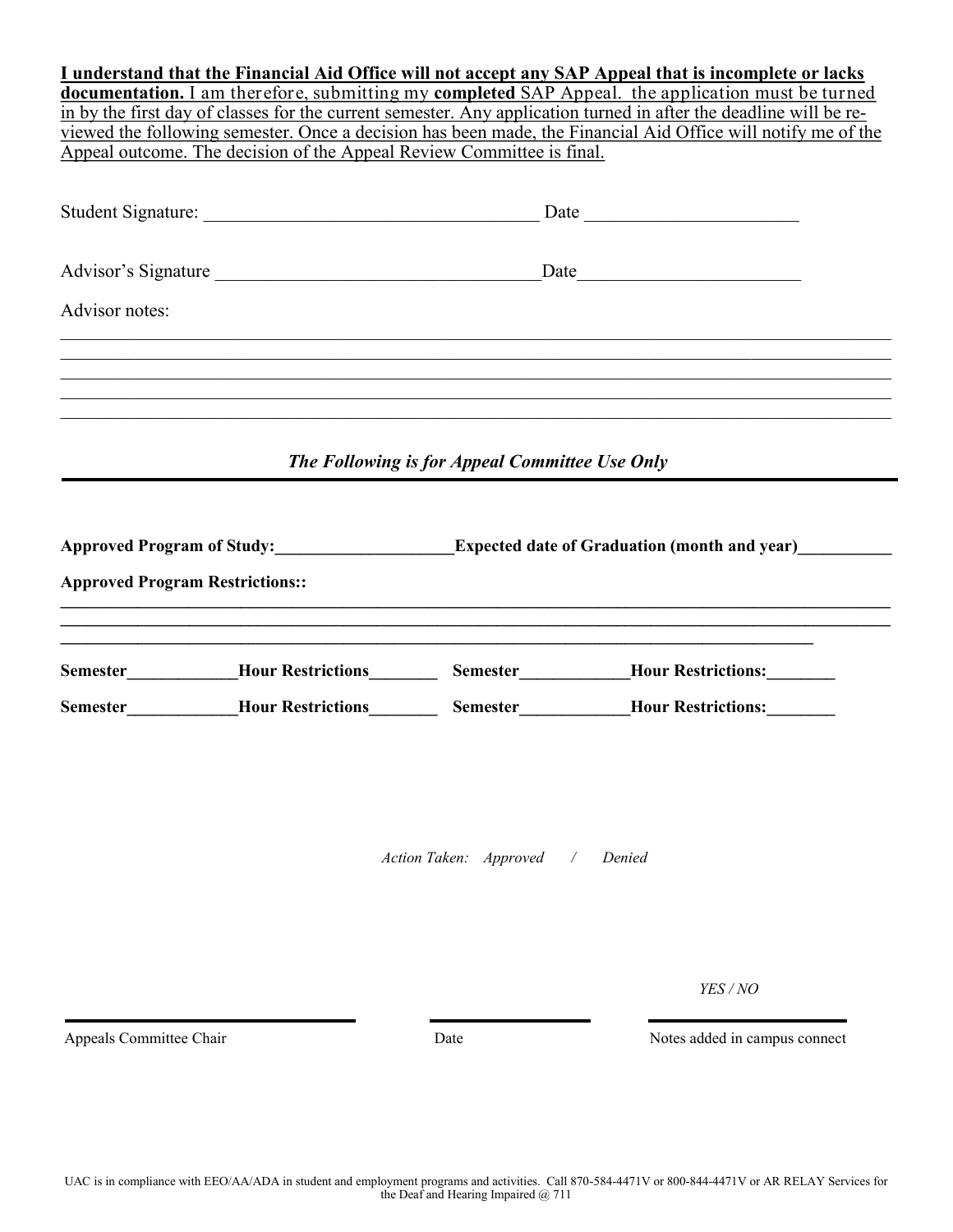**I understand that the Financial Aid Office will not accept any SAP Appeal that is incomplete or lacks documentation.** I am therefore, submitting my **completed** SAP Appeal. the application must be turned in by the first day of classes for the current semester. Any application turned in after the deadline will be reviewed the following semester. Once a decision has been made, the Financial Aid Office will notify me of the Appeal outcome. The decision of the Appeal Review Committee is final.

Student Signature: ____________________________________ Date ______________________

Advisor's Signature ___________________________________Date_______________________

Advisor notes:

_______________________________________________________________________________________

_______________________________________________________________________________________

_______________________________________________________________________________________

_______________________________________________________________________________________

_______________________________________________________________________________________

***The Following is for Appeal Committee Use Only***

**Approved Program of Study:____________________Expected date of Graduation (month and year)__________**

**Approved Program Restrictions::**

_______________________________________________________________________________________

_______________________________________________________________________________________

_______________________________________________________________________________

**Semester____________Hour Restrictions_______ Semester____________Hour Restrictions:_______**

**Semester____________Hour Restrictions_______ Semester____________Hour Restrictions:_______**

*Action Taken: Approved / Denied*

*YES / NO*

Appeals Committee Chair ____________________ Date ____________ Notes added in campus connect ____________

UAC is in compliance with EEO/AA/ADA in student and employment programs and activities. Call 870-584-4471V or 800-844-4471V or AR RELAY Services for the Deaf and Hearing Impaired @ 711